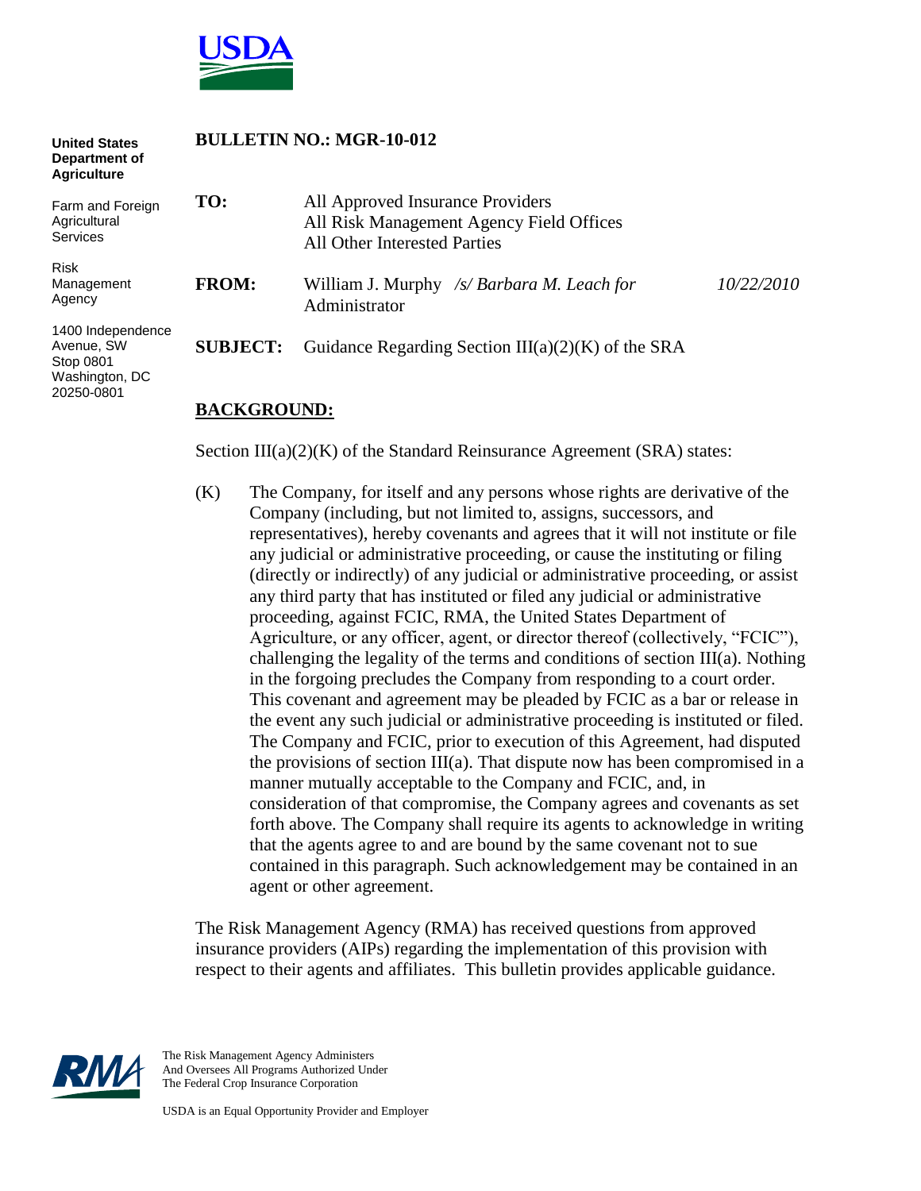**United States Department of Agriculture**

Farm and Foreign Agricultural Services

Risk Management Agency

1400 Independence Avenue, SW
Stop 0801
Washington, DC
20250-0801

**BULLETIN NO.: MGR-10-012**

**TO:** All Approved Insurance Providers
All Risk Management Agency Field Offices
All Other Interested Parties

**FROM:** William J. Murphy */s/ Barbara M. Leach for* *10/22/2010*
Administrator

**SUBJECT:** Guidance Regarding Section III(a)(2)(K) of the SRA

## BACKGROUND:

Section III(a)(2)(K) of the Standard Reinsurance Agreement (SRA) states:

(K) The Company, for itself and any persons whose rights are derivative of the Company (including, but not limited to, assigns, successors, and representatives), hereby covenants and agrees that it will not institute or file any judicial or administrative proceeding, or cause the instituting or filing (directly or indirectly) of any judicial or administrative proceeding, or assist any third party that has instituted or filed any judicial or administrative proceeding, against FCIC, RMA, the United States Department of Agriculture, or any officer, agent, or director thereof (collectively, "FCIC"), challenging the legality of the terms and conditions of section III(a). Nothing in the forgoing precludes the Company from responding to a court order. This covenant and agreement may be pleaded by FCIC as a bar or release in the event any such judicial or administrative proceeding is instituted or filed. The Company and FCIC, prior to execution of this Agreement, had disputed the provisions of section III(a). That dispute now has been compromised in a manner mutually acceptable to the Company and FCIC, and, in consideration of that compromise, the Company agrees and covenants as set forth above. The Company shall require its agents to acknowledge in writing that the agents agree to and are bound by the same covenant not to sue contained in this paragraph. Such acknowledgement may be contained in an agent or other agreement.

The Risk Management Agency (RMA) has received questions from approved insurance providers (AIPs) regarding the implementation of this provision with respect to their agents and affiliates. This bulletin provides applicable guidance.

The Risk Management Agency Administers
And Oversees All Programs Authorized Under
The Federal Crop Insurance Corporation

USDA is an Equal Opportunity Provider and Employer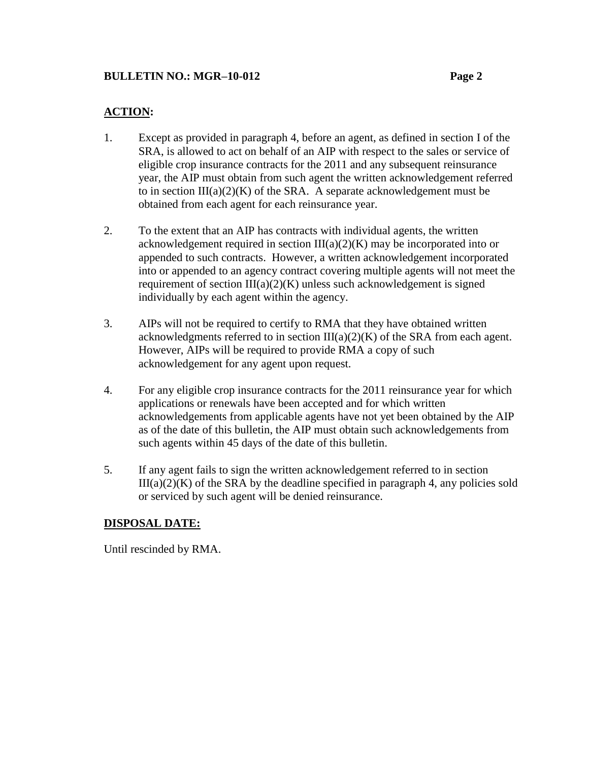## ACTION:

1. Except as provided in paragraph 4, before an agent, as defined in section I of the SRA, is allowed to act on behalf of an AIP with respect to the sales or service of eligible crop insurance contracts for the 2011 and any subsequent reinsurance year, the AIP must obtain from such agent the written acknowledgement referred to in section III(a)(2)(K) of the SRA. A separate acknowledgement must be obtained from each agent for each reinsurance year.

2. To the extent that an AIP has contracts with individual agents, the written acknowledgement required in section III(a)(2)(K) may be incorporated into or appended to such contracts. However, a written acknowledgement incorporated into or appended to an agency contract covering multiple agents will not meet the requirement of section III(a)(2)(K) unless such acknowledgement is signed individually by each agent within the agency.

3. AIPs will not be required to certify to RMA that they have obtained written acknowledgments referred to in section III(a)(2)(K) of the SRA from each agent. However, AIPs will be required to provide RMA a copy of such acknowledgement for any agent upon request.

4. For any eligible crop insurance contracts for the 2011 reinsurance year for which applications or renewals have been accepted and for which written acknowledgements from applicable agents have not yet been obtained by the AIP as of the date of this bulletin, the AIP must obtain such acknowledgements from such agents within 45 days of the date of this bulletin.

5. If any agent fails to sign the written acknowledgement referred to in section III(a)(2)(K) of the SRA by the deadline specified in paragraph 4, any policies sold or serviced by such agent will be denied reinsurance.

## DISPOSAL DATE:

Until rescinded by RMA.